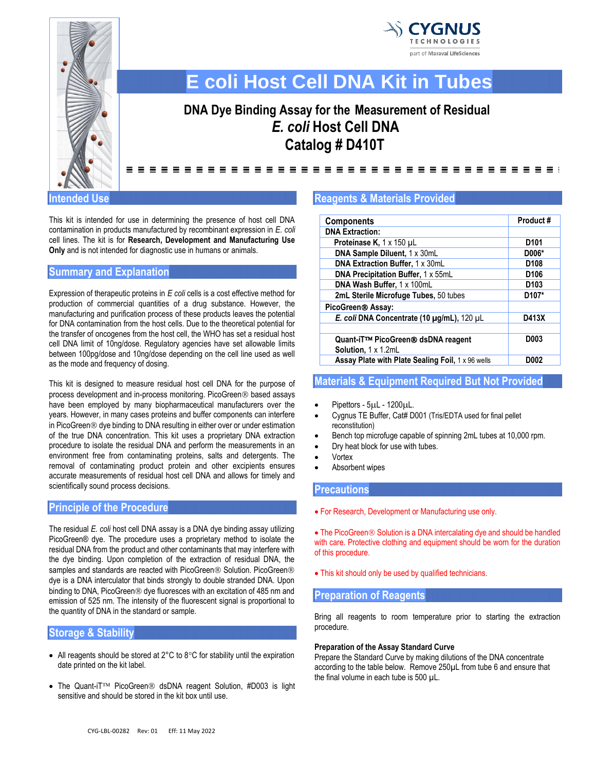CYGNUS TECHNOLOGIES
part of Maravai LifeSciences

# E coli Host Cell DNA Kit in Tubes

## DNA Dye Binding Assay for the Measurement of Residual *E. coli* Host Cell DNA
## Catalog # D410T

## Intended Use

This kit is intended for use in determining the presence of host cell DNA contamination in products manufactured by recombinant expression in *E. coli* cell lines. The kit is for **Research, Development and Manufacturing Use Only** and is not intended for diagnostic use in humans or animals.

## Summary and Explanation

Expression of therapeutic proteins in *E coli* cells is a cost effective method for production of commercial quantities of a drug substance. However, the manufacturing and purification process of these products leaves the potential for DNA contamination from the host cells. Due to the theoretical potential for the transfer of oncogenes from the host cell, the WHO has set a residual host cell DNA limit of 10ng/dose. Regulatory agencies have set allowable limits between 100pg/dose and 10ng/dose depending on the cell line used as well as the mode and frequency of dosing.

This kit is designed to measure residual host cell DNA for the purpose of process development and in-process monitoring. PicoGreen® based assays have been employed by many biopharmaceutical manufacturers over the years. However, in many cases proteins and buffer components can interfere in PicoGreen® dye binding to DNA resulting in either over or under estimation of the true DNA concentration. This kit uses a proprietary DNA extraction procedure to isolate the residual DNA and perform the measurements in an environment free from contaminating proteins, salts and detergents. The removal of contaminating product protein and other excipients ensures accurate measurements of residual host cell DNA and allows for timely and scientifically sound process decisions.

## Principle of the Procedure

The residual *E. coli* host cell DNA assay is a DNA dye binding assay utilizing PicoGreen® dye. The procedure uses a proprietary method to isolate the residual DNA from the product and other contaminants that may interfere with the dye binding. Upon completion of the extraction of residual DNA, the samples and standards are reacted with PicoGreen® Solution. PicoGreen® dye is a DNA interculator that binds strongly to double stranded DNA. Upon binding to DNA, PicoGreen® dye fluoresces with an excitation of 485 nm and emission of 525 nm. The intensity of the fluorescent signal is proportional to the quantity of DNA in the standard or sample.

## Storage & Stability

- All reagents should be stored at 2°C to 8°C for stability until the expiration date printed on the kit label.
- The Quant-iT™ PicoGreen® dsDNA reagent Solution, #D003 is light sensitive and should be stored in the kit box until use.

## Reagents & Materials Provided

| Components | Product # |
|---|---|
| **DNA Extraction:** | |
| **Proteinase K,** 1 x 150 µL | **D101** |
| **DNA Sample Diluent,** 1 x 30mL | **D006*** |
| **DNA Extraction Buffer,** 1 x 30mL | **D108** |
| **DNA Precipitation Buffer,** 1 x 55mL | **D106** |
| **DNA Wash Buffer,** 1 x 100mL | **D103** |
| **2mL Sterile Microfuge Tubes,** 50 tubes | **D107*** |
| **PicoGreen® Assay:** | |
| ***E. coli* DNA Concentrate (10 µg/mL),** 120 µL | **D413X** |
| | |
| **Quant-iT™ PicoGreen® dsDNA reagent Solution,** 1 x 1.2mL | **D003** |
| **Assay Plate with Plate Sealing Foil,** 1 x 96 wells | **D002** |

## Materials & Equipment Required But Not Provided

- Pipettors - 5µL - 1200µL.
- Cygnus TE Buffer, Cat# D001 (Tris/EDTA used for final pellet reconstitution)
- Bench top microfuge capable of spinning 2mL tubes at 10,000 rpm.
- Dry heat block for use with tubes.
- Vortex
- Absorbent wipes

## Precautions

- For Research, Development or Manufacturing use only.
- The PicoGreen® Solution is a DNA intercalating dye and should be handled with care. Protective clothing and equipment should be worn for the duration of this procedure.
- This kit should only be used by qualified technicians.

## Preparation of Reagents

Bring all reagents to room temperature prior to starting the extraction procedure.

**Preparation of the Assay Standard Curve**

Prepare the Standard Curve by making dilutions of the DNA concentrate according to the table below. Remove 250µL from tube 6 and ensure that the final volume in each tube is 500 µL.

CYG-LBL-00282 Rev: 01 Eff: 11 May 2022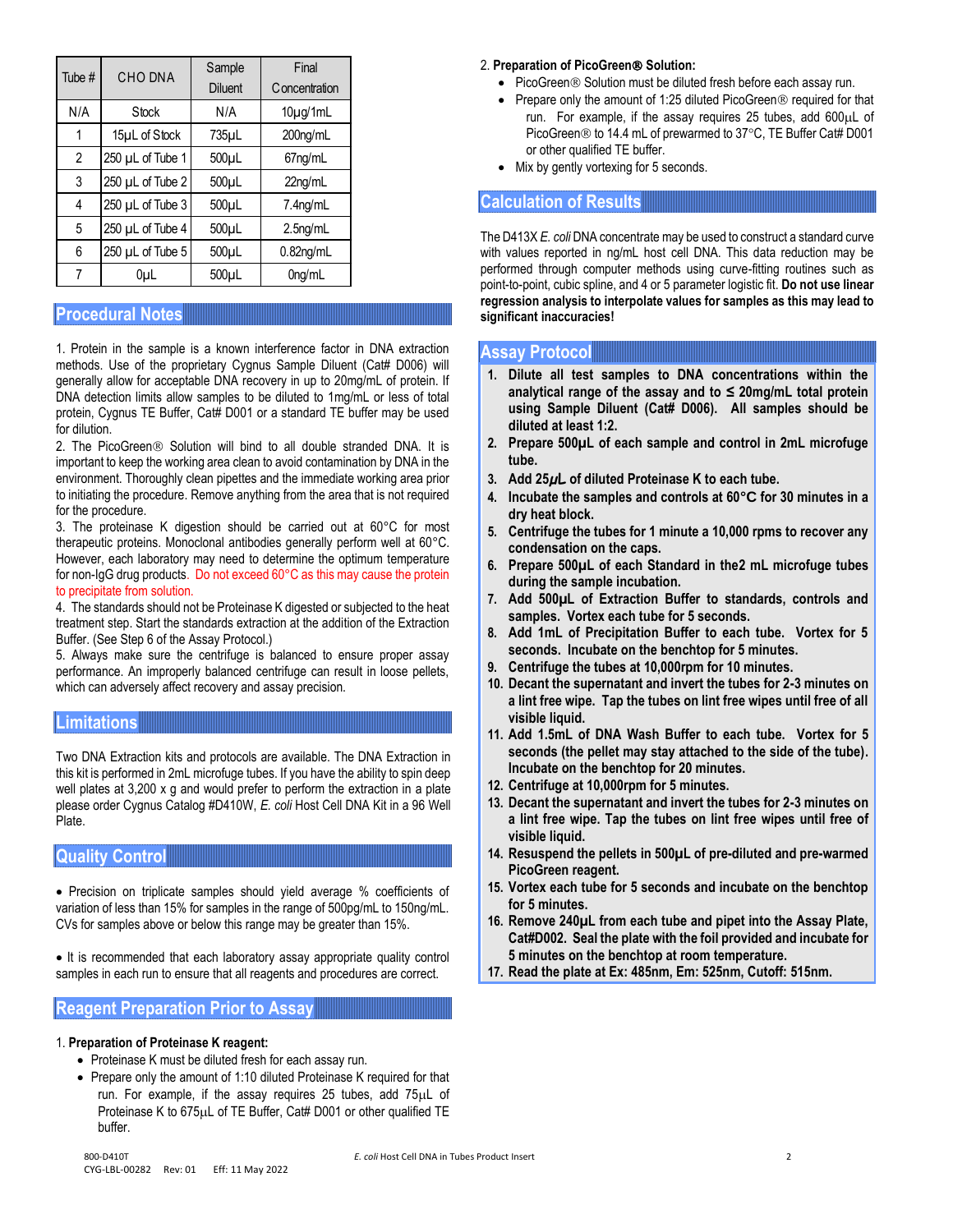| Tube # | CHO DNA | Sample Diluent | Final Concentration |
|---|---|---|---|
| N/A | Stock | N/A | 10µg/1mL |
| 1 | 15µL of Stock | 735µL | 200ng/mL |
| 2 | 250 µL of Tube 1 | 500µL | 67ng/mL |
| 3 | 250 µL of Tube 2 | 500µL | 22ng/mL |
| 4 | 250 µL of Tube 3 | 500µL | 7.4ng/mL |
| 5 | 250 µL of Tube 4 | 500µL | 2.5ng/mL |
| 6 | 250 µL of Tube 5 | 500µL | 0.82ng/mL |
| 7 | 0µL | 500µL | 0ng/mL |

## Procedural Notes

1. Protein in the sample is a known interference factor in DNA extraction methods. Use of the proprietary Cygnus Sample Diluent (Cat# D006) will generally allow for acceptable DNA recovery in up to 20mg/mL of protein. If DNA detection limits allow samples to be diluted to 1mg/mL or less of total protein, Cygnus TE Buffer, Cat# D001 or a standard TE buffer may be used for dilution.
2. The PicoGreen® Solution will bind to all double stranded DNA. It is important to keep the working area clean to avoid contamination by DNA in the environment. Thoroughly clean pipettes and the immediate working area prior to initiating the procedure. Remove anything from the area that is not required for the procedure.
3. The proteinase K digestion should be carried out at 60°C for most therapeutic proteins. Monoclonal antibodies generally perform well at 60°C. However, each laboratory may need to determine the optimum temperature for non-IgG drug products. Do not exceed 60°C as this may cause the protein to precipitate from solution.
4. The standards should not be Proteinase K digested or subjected to the heat treatment step. Start the standards extraction at the addition of the Extraction Buffer. (See Step 6 of the Assay Protocol.)
5. Always make sure the centrifuge is balanced to ensure proper assay performance. An improperly balanced centrifuge can result in loose pellets, which can adversely affect recovery and assay precision.

## Limitations

Two DNA Extraction kits and protocols are available. The DNA Extraction in this kit is performed in 2mL microfuge tubes. If you have the ability to spin deep well plates at 3,200 x g and would prefer to perform the extraction in a plate please order Cygnus Catalog #D410W, *E. coli* Host Cell DNA Kit in a 96 Well Plate.

## Quality Control

- Precision on triplicate samples should yield average % coefficients of variation of less than 15% for samples in the range of 500pg/mL to 150ng/mL. CVs for samples above or below this range may be greater than 15%.

- It is recommended that each laboratory assay appropriate quality control samples in each run to ensure that all reagents and procedures are correct.

## Reagent Preparation Prior to Assay

1. **Preparation of Proteinase K reagent:**
   - Proteinase K must be diluted fresh for each assay run.
   - Prepare only the amount of 1:10 diluted Proteinase K required for that run. For example, if the assay requires 25 tubes, add 75µL of Proteinase K to 675µL of TE Buffer, Cat# D001 or other qualified TE buffer.

2. **Preparation of PicoGreen® Solution:**
   - PicoGreen® Solution must be diluted fresh before each assay run.
   - Prepare only the amount of 1:25 diluted PicoGreen® required for that run. For example, if the assay requires 25 tubes, add 600µL of PicoGreen® to 14.4 mL of prewarmed to 37°C, TE Buffer Cat# D001 or other qualified TE buffer.
   - Mix by gently vortexing for 5 seconds.

## Calculation of Results

The D413X *E. coli* DNA concentrate may be used to construct a standard curve with values reported in ng/mL host cell DNA. This data reduction may be performed through computer methods using curve-fitting routines such as point-to-point, cubic spline, and 4 or 5 parameter logistic fit. **Do not use linear regression analysis to interpolate values for samples as this may lead to significant inaccuracies!**

## Assay Protocol

1. **Dilute all test samples to DNA concentrations within the analytical range of the assay and to ≤ 20mg/mL total protein using Sample Diluent (Cat# D006). All samples should be diluted at least 1:2.**
2. **Prepare 500µL of each sample and control in 2mL microfuge tube.**
3. **Add 25µL of diluted Proteinase K to each tube.**
4. **Incubate the samples and controls at 60°C for 30 minutes in a dry heat block.**
5. **Centrifuge the tubes for 1 minute a 10,000 rpms to recover any condensation on the caps.**
6. **Prepare 500µL of each Standard in the2 mL microfuge tubes during the sample incubation.**
7. **Add 500µL of Extraction Buffer to standards, controls and samples. Vortex each tube for 5 seconds.**
8. **Add 1mL of Precipitation Buffer to each tube. Vortex for 5 seconds. Incubate on the benchtop for 5 minutes.**
9. **Centrifuge the tubes at 10,000rpm for 10 minutes.**
10. **Decant the supernatant and invert the tubes for 2-3 minutes on a lint free wipe. Tap the tubes on lint free wipes until free of all visible liquid.**
11. **Add 1.5mL of DNA Wash Buffer to each tube. Vortex for 5 seconds (the pellet may stay attached to the side of the tube). Incubate on the benchtop for 20 minutes.**
12. **Centrifuge at 10,000rpm for 5 minutes.**
13. **Decant the supernatant and invert the tubes for 2-3 minutes on a lint free wipe. Tap the tubes on lint free wipes until free of visible liquid.**
14. **Resuspend the pellets in 500µL of pre-diluted and pre-warmed PicoGreen reagent.**
15. **Vortex each tube for 5 seconds and incubate on the benchtop for 5 minutes.**
16. **Remove 240µL from each tube and pipet into the Assay Plate, Cat#D002. Seal the plate with the foil provided and incubate for 5 minutes on the benchtop at room temperature.**
17. **Read the plate at Ex: 485nm, Em: 525nm, Cutoff: 515nm.**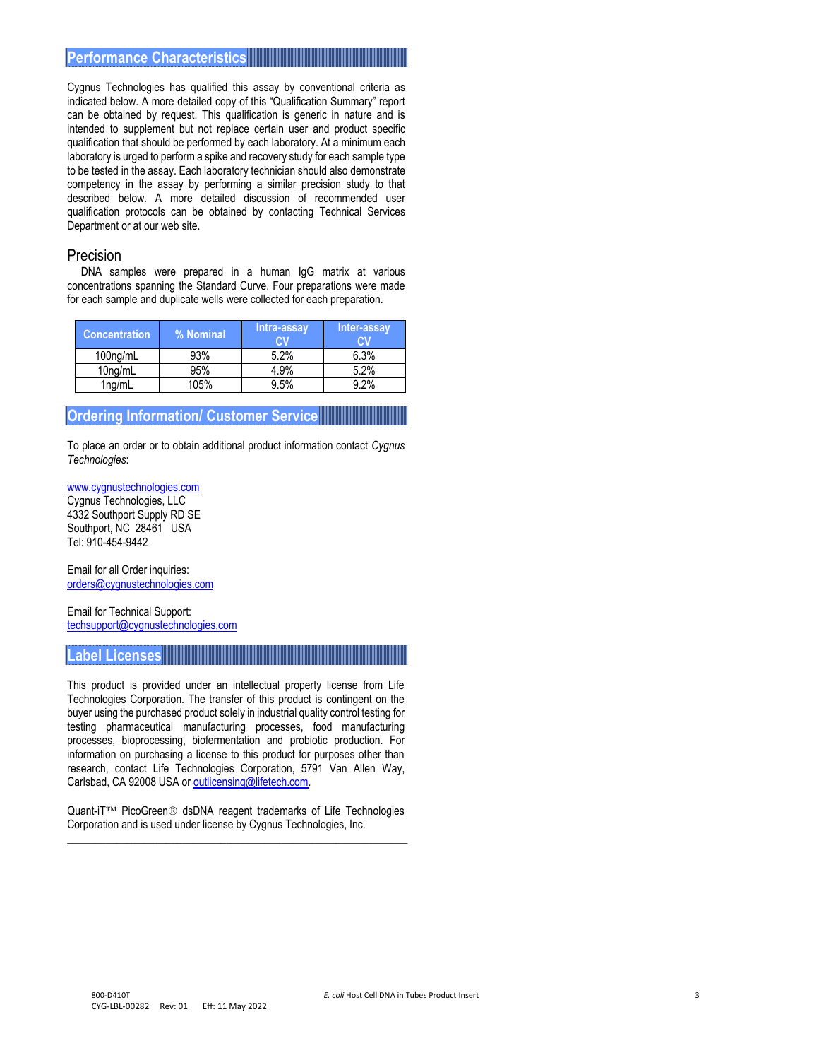## Performance Characteristics

Cygnus Technologies has qualified this assay by conventional criteria as indicated below. A more detailed copy of this "Qualification Summary" report can be obtained by request. This qualification is generic in nature and is intended to supplement but not replace certain user and product specific qualification that should be performed by each laboratory. At a minimum each laboratory is urged to perform a spike and recovery study for each sample type to be tested in the assay. Each laboratory technician should also demonstrate competency in the assay by performing a similar precision study to that described below. A more detailed discussion of recommended user qualification protocols can be obtained by contacting Technical Services Department or at our web site.

### Precision

DNA samples were prepared in a human IgG matrix at various concentrations spanning the Standard Curve. Four preparations were made for each sample and duplicate wells were collected for each preparation.

| Concentration | % Nominal | Intra-assay CV | Inter-assay CV |
|---|---|---|---|
| 100ng/mL | 93% | 5.2% | 6.3% |
| 10ng/mL | 95% | 4.9% | 5.2% |
| 1ng/mL | 105% | 9.5% | 9.2% |

## Ordering Information/ Customer Service

To place an order or to obtain additional product information contact *Cygnus Technologies*:

www.cygnustechnologies.com
Cygnus Technologies, LLC
4332 Southport Supply RD SE
Southport, NC 28461 USA
Tel: 910-454-9442

Email for all Order inquiries:
orders@cygnustechnologies.com

Email for Technical Support:
techsupport@cygnustechnologies.com

## Label Licenses

This product is provided under an intellectual property license from Life Technologies Corporation. The transfer of this product is contingent on the buyer using the purchased product solely in industrial quality control testing for testing pharmaceutical manufacturing processes, food manufacturing processes, bioprocessing, biofermentation and probiotic production. For information on purchasing a license to this product for purposes other than research, contact Life Technologies Corporation, 5791 Van Allen Way, Carlsbad, CA 92008 USA or outlicensing@lifetech.com.

Quant-iT™ PicoGreen® dsDNA reagent trademarks of Life Technologies Corporation and is used under license by Cygnus Technologies, Inc.

800-D410T
CYG-LBL-00282 Rev: 01 Eff: 11 May 2022